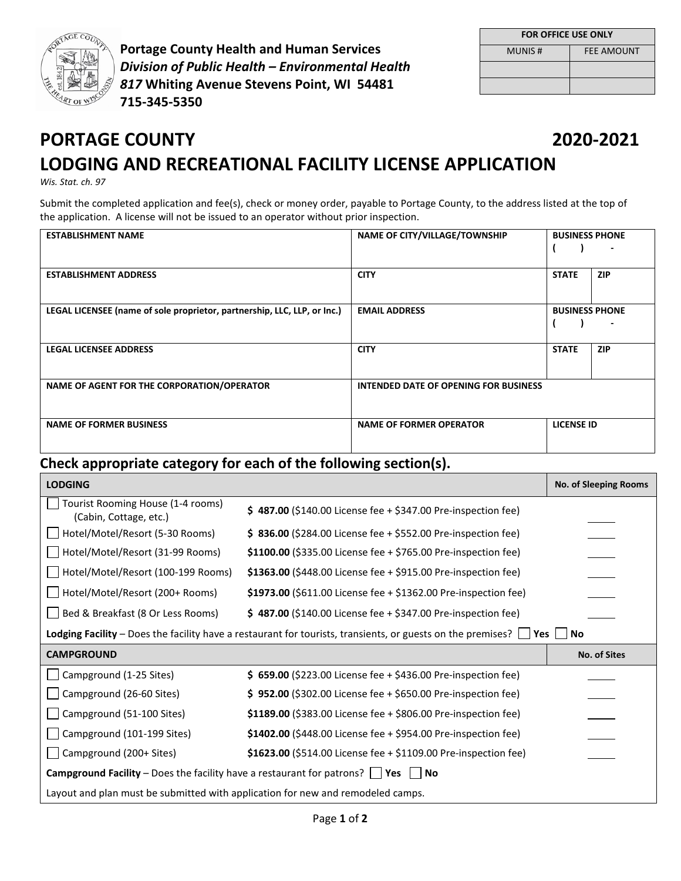**Portage County Health and Human Services**
***Division of Public Health – Environmental Health***
***817*** **Whiting Avenue Stevens Point, WI 54481**
**715-345-5350**

| FOR OFFICE USE ONLY | |
|---|---|
| MUNIS # | FEE AMOUNT |
| | |
| | |

# PORTAGE COUNTY 2020-2021
# LODGING AND RECREATIONAL FACILITY LICENSE APPLICATION

*Wis. Stat. ch. 97*

Submit the completed application and fee(s), check or money order, payable to Portage County, to the address listed at the top of the application. A license will not be issued to an operator without prior inspection.

| ESTABLISHMENT NAME | NAME OF CITY/VILLAGE/TOWNSHIP | BUSINESS PHONE ( ) - | |
|---|---|---|---|
| **ESTABLISHMENT ADDRESS** | **CITY** | **STATE** | **ZIP** |
| **LEGAL LICENSEE (name of sole proprietor, partnership, LLC, LLP, or Inc.)** | **EMAIL ADDRESS** | **BUSINESS PHONE** ( ) - | |
| **LEGAL LICENSEE ADDRESS** | **CITY** | **STATE** | **ZIP** |
| **NAME OF AGENT FOR THE CORPORATION/OPERATOR** | **INTENDED DATE OF OPENING FOR BUSINESS** | | |
| **NAME OF FORMER BUSINESS** | **NAME OF FORMER OPERATOR** | **LICENSE ID** | |

## Check appropriate category for each of the following section(s).

| LODGING | | No. of Sleeping Rooms |
|---|---|---|
| ☐ Tourist Rooming House (1-4 rooms) (Cabin, Cottage, etc.) | **$ 487.00** ($140.00 License fee + $347.00 Pre-inspection fee) | _____ |
| ☐ Hotel/Motel/Resort (5-30 Rooms) | **$ 836.00** ($284.00 License fee + $552.00 Pre-inspection fee) | _____ |
| ☐ Hotel/Motel/Resort (31-99 Rooms) | **$1100.00** ($335.00 License fee + $765.00 Pre-inspection fee) | _____ |
| ☐ Hotel/Motel/Resort (100-199 Rooms) | **$1363.00** ($448.00 License fee + $915.00 Pre-inspection fee) | _____ |
| ☐ Hotel/Motel/Resort (200+ Rooms) | **$1973.00** ($611.00 License fee + $1362.00 Pre-inspection fee) | _____ |
| ☐ Bed & Breakfast (8 Or Less Rooms) | **$ 487.00** ($140.00 License fee + $347.00 Pre-inspection fee) | _____ |

**Lodging Facility** – Does the facility have a restaurant for tourists, transients, or guests on the premises? ☐ **Yes** ☐ **No**

| CAMPGROUND | | No. of Sites |
|---|---|---|
| ☐ Campground (1-25 Sites) | **$ 659.00** ($223.00 License fee + $436.00 Pre-inspection fee) | _____ |
| ☐ Campground (26-60 Sites) | **$ 952.00** ($302.00 License fee + $650.00 Pre-inspection fee) | _____ |
| ☐ Campground (51-100 Sites) | **$1189.00** ($383.00 License fee + $806.00 Pre-inspection fee) | _____ |
| ☐ Campground (101-199 Sites) | **$1402.00** ($448.00 License fee + $954.00 Pre-inspection fee) | _____ |
| ☐ Campground (200+ Sites) | **$1623.00** ($514.00 License fee + $1109.00 Pre-inspection fee) | _____ |

**Campground Facility** – Does the facility have a restaurant for patrons? ☐ **Yes** ☐ **No**

Layout and plan must be submitted with application for new and remodeled camps.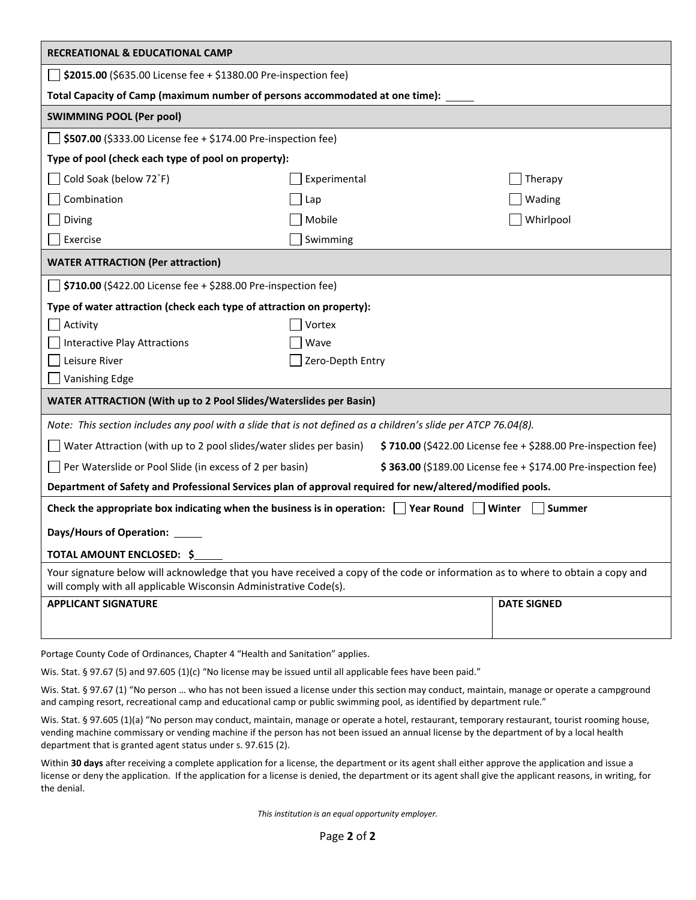## RECREATIONAL & EDUCATIONAL CAMP

☐ **$2015.00** ($635.00 License fee + $1380.00 Pre-inspection fee)

**Total Capacity of Camp (maximum number of persons accommodated at one time):** _____

## SWIMMING POOL (Per pool)

☐ **$507.00** ($333.00 License fee + $174.00 Pre-inspection fee)

**Type of pool (check each type of pool on property):**

| | | |
|---|---|---|
| ☐ Cold Soak (below 72˚F) | ☐ Experimental | ☐ Therapy |
| ☐ Combination | ☐ Lap | ☐ Wading |
| ☐ Diving | ☐ Mobile | ☐ Whirlpool |
| ☐ Exercise | ☐ Swimming | |

## WATER ATTRACTION (Per attraction)

☐ **$710.00** ($422.00 License fee + $288.00 Pre-inspection fee)

**Type of water attraction (check each type of attraction on property):**

| | |
|---|---|
| ☐ Activity | ☐ Vortex |
| ☐ Interactive Play Attractions | ☐ Wave |
| ☐ Leisure River | ☐ Zero-Depth Entry |
| ☐ Vanishing Edge | |

## WATER ATTRACTION (With up to 2 Pool Slides/Waterslides per Basin)

*Note: This section includes any pool with a slide that is not defined as a children's slide per ATCP 76.04(8).*

| | |
|---|---|
| ☐ Water Attraction (with up to 2 pool slides/water slides per basin) | **$ 710.00** ($422.00 License fee + $288.00 Pre-inspection fee) |
| ☐ Per Waterslide or Pool Slide (in excess of 2 per basin) | **$ 363.00** ($189.00 License fee + $174.00 Pre-inspection fee) |

**Department of Safety and Professional Services plan of approval required for new/altered/modified pools.**

**Check the appropriate box indicating when the business is in operation:** ☐ **Year Round** ☐ **Winter** ☐ **Summer**

**Days/Hours of Operation:** _____

**TOTAL AMOUNT ENCLOSED: $**_____

Your signature below will acknowledge that you have received a copy of the code or information as to where to obtain a copy and will comply with all applicable Wisconsin Administrative Code(s).

| APPLICANT SIGNATURE | DATE SIGNED |
|---|---|
| | |

Portage County Code of Ordinances, Chapter 4 "Health and Sanitation" applies.

Wis. Stat. § 97.67 (5) and 97.605 (1)(c) "No license may be issued until all applicable fees have been paid."

Wis. Stat. § 97.67 (1) "No person … who has not been issued a license under this section may conduct, maintain, manage or operate a campground and camping resort, recreational camp and educational camp or public swimming pool, as identified by department rule."

Wis. Stat. § 97.605 (1)(a) "No person may conduct, maintain, manage or operate a hotel, restaurant, temporary restaurant, tourist rooming house, vending machine commissary or vending machine if the person has not been issued an annual license by the department of by a local health department that is granted agent status under s. 97.615 (2).

Within **30 days** after receiving a complete application for a license, the department or its agent shall either approve the application and issue a license or deny the application. If the application for a license is denied, the department or its agent shall give the applicant reasons, in writing, for the denial.

*This institution is an equal opportunity employer.*